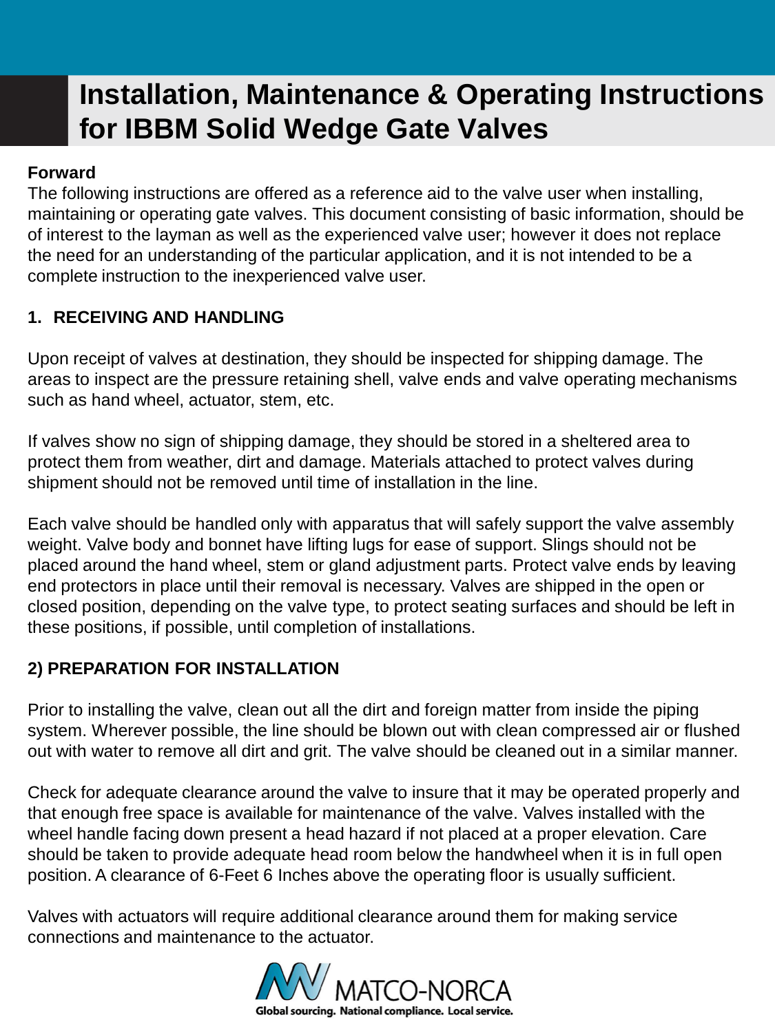# Installation, Maintenance & Operating Instructions for IBBM Solid Wedge Gate Valves

**Forward**

The following instructions are offered as a reference aid to the valve user when installing, maintaining or operating gate valves. This document consisting of basic information, should be of interest to the layman as well as the experienced valve user; however it does not replace the need for an understanding of the particular application, and it is not intended to be a complete instruction to the inexperienced valve user.

## 1. RECEIVING AND HANDLING

Upon receipt of valves at destination, they should be inspected for shipping damage. The areas to inspect are the pressure retaining shell, valve ends and valve operating mechanisms such as hand wheel, actuator, stem, etc.

If valves show no sign of shipping damage, they should be stored in a sheltered area to protect them from weather, dirt and damage. Materials attached to protect valves during shipment should not be removed until time of installation in the line.

Each valve should be handled only with apparatus that will safely support the valve assembly weight. Valve body and bonnet have lifting lugs for ease of support. Slings should not be placed around the hand wheel, stem or gland adjustment parts. Protect valve ends by leaving end protectors in place until their removal is necessary. Valves are shipped in the open or closed position, depending on the valve type, to protect seating surfaces and should be left in these positions, if possible, until completion of installations.

## 2) PREPARATION FOR INSTALLATION

Prior to installing the valve, clean out all the dirt and foreign matter from inside the piping system. Wherever possible, the line should be blown out with clean compressed air or flushed out with water to remove all dirt and grit. The valve should be cleaned out in a similar manner.

Check for adequate clearance around the valve to insure that it may be operated properly and that enough free space is available for maintenance of the valve. Valves installed with the wheel handle facing down present a head hazard if not placed at a proper elevation. Care should be taken to provide adequate head room below the handwheel when it is in full open position. A clearance of 6-Feet 6 Inches above the operating floor is usually sufficient.

Valves with actuators will require additional clearance around them for making service connections and maintenance to the actuator.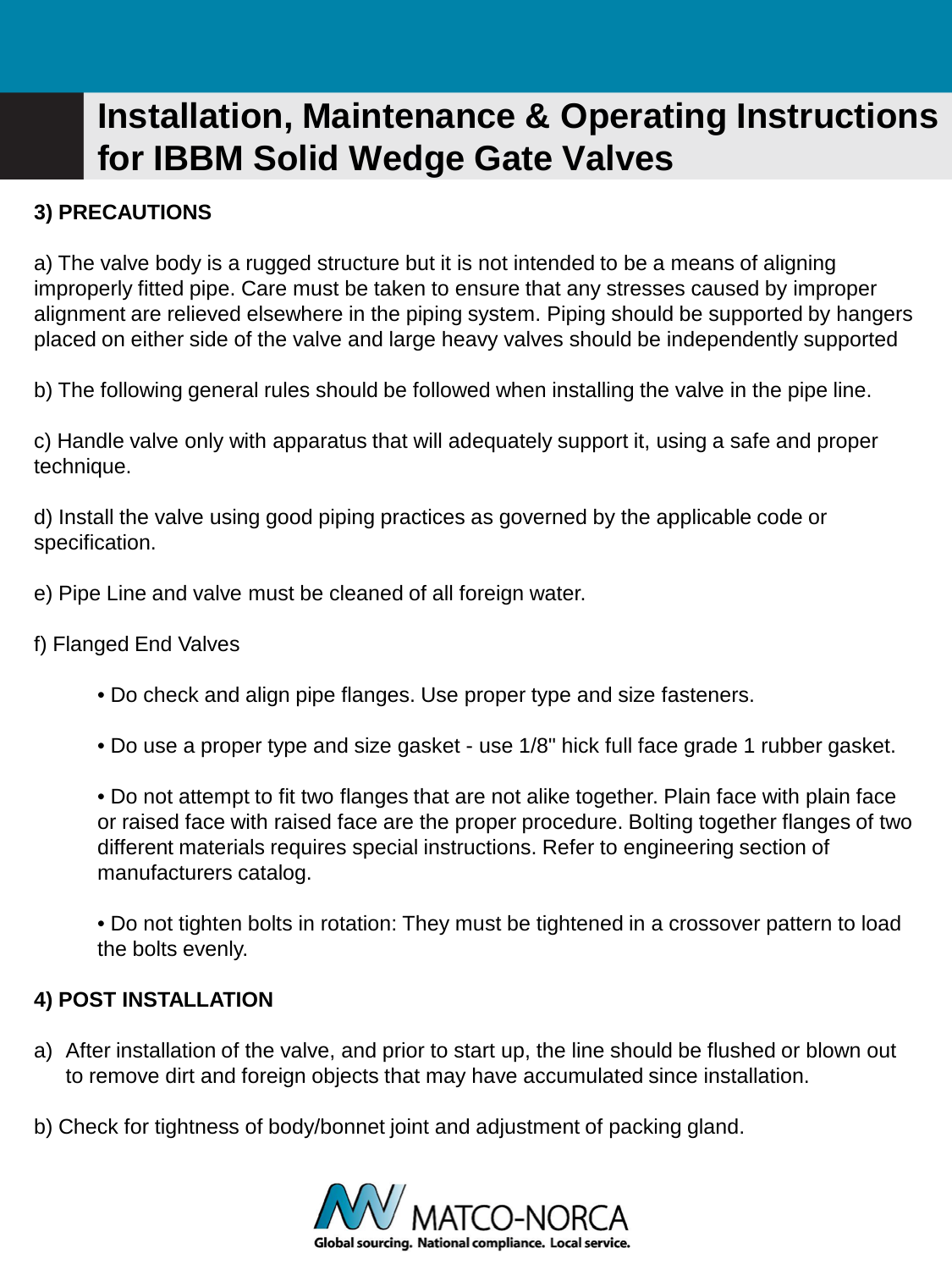# Installation, Maintenance & Operating Instructions for IBBM Solid Wedge Gate Valves

**3) PRECAUTIONS**

a) The valve body is a rugged structure but it is not intended to be a means of aligning improperly fitted pipe. Care must be taken to ensure that any stresses caused by improper alignment are relieved elsewhere in the piping system. Piping should be supported by hangers placed on either side of the valve and large heavy valves should be independently supported

b) The following general rules should be followed when installing the valve in the pipe line.

c) Handle valve only with apparatus that will adequately support it, using a safe and proper technique.

d) Install the valve using good piping practices as governed by the applicable code or specification.

e) Pipe Line and valve must be cleaned of all foreign water.

f) Flanged End Valves

- Do check and align pipe flanges. Use proper type and size fasteners.
- Do use a proper type and size gasket - use 1/8" hick full face grade 1 rubber gasket.
- Do not attempt to fit two flanges that are not alike together. Plain face with plain face or raised face with raised face are the proper procedure. Bolting together flanges of two different materials requires special instructions. Refer to engineering section of manufacturers catalog.
- Do not tighten bolts in rotation: They must be tightened in a crossover pattern to load the bolts evenly.

**4) POST INSTALLATION**

a) After installation of the valve, and prior to start up, the line should be flushed or blown out to remove dirt and foreign objects that may have accumulated since installation.

b) Check for tightness of body/bonnet joint and adjustment of packing gland.

MATCO-NORCA
Global sourcing. National compliance. Local service.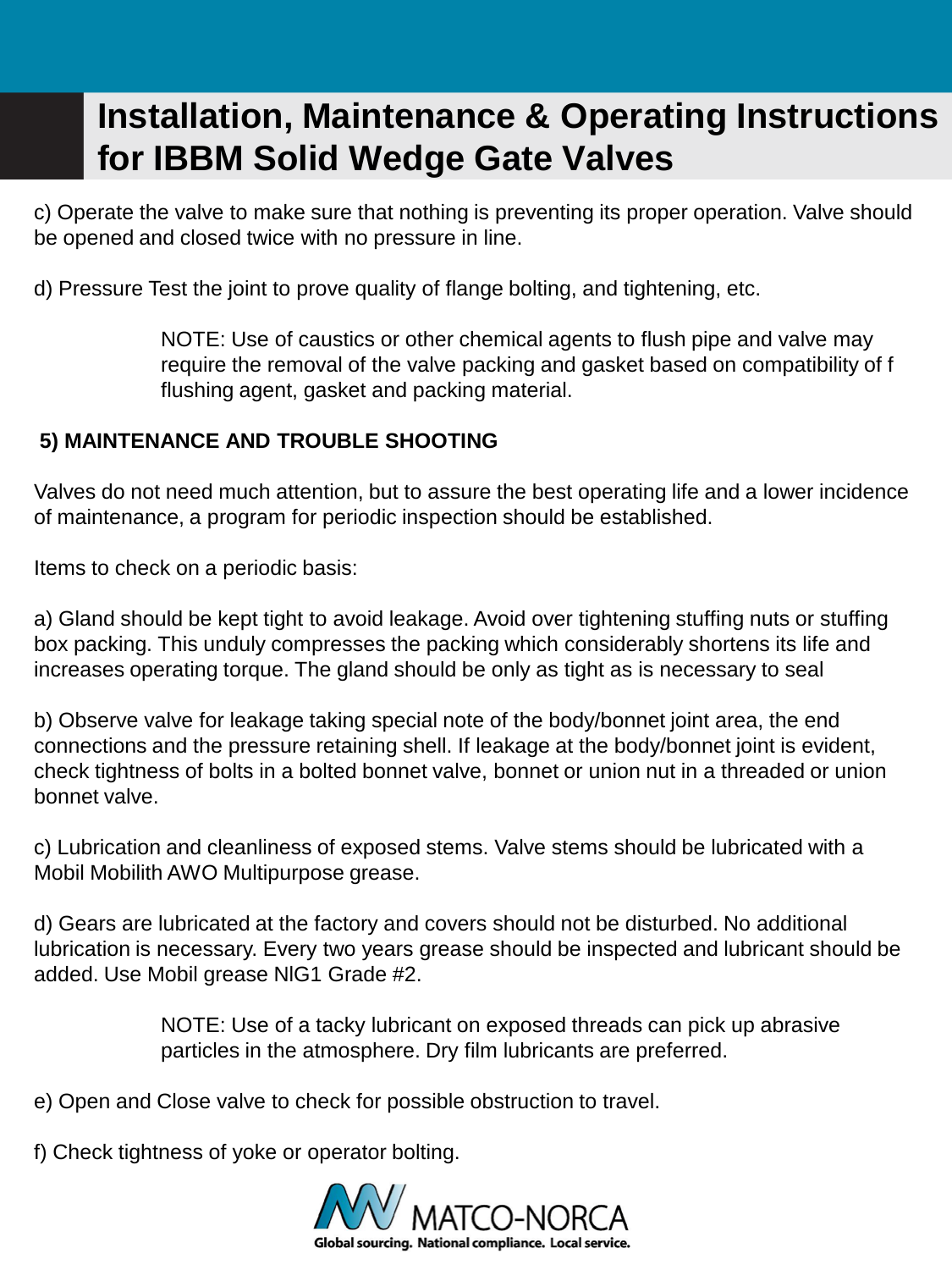c) Operate the valve to make sure that nothing is preventing its proper operation. Valve should be opened and closed twice with no pressure in line.

d) Pressure Test the joint to prove quality of flange bolting, and tightening, etc.

> NOTE: Use of caustics or other chemical agents to flush pipe and valve may require the removal of the valve packing and gasket based on compatibility of f flushing agent, gasket and packing material.

**5) MAINTENANCE AND TROUBLE SHOOTING**

Valves do not need much attention, but to assure the best operating life and a lower incidence of maintenance, a program for periodic inspection should be established.

Items to check on a periodic basis:

a) Gland should be kept tight to avoid leakage. Avoid over tightening stuffing nuts or stuffing box packing. This unduly compresses the packing which considerably shortens its life and increases operating torque. The gland should be only as tight as is necessary to seal

b) Observe valve for leakage taking special note of the body/bonnet joint area, the end connections and the pressure retaining shell. If leakage at the body/bonnet joint is evident, check tightness of bolts in a bolted bonnet valve, bonnet or union nut in a threaded or union bonnet valve.

c) Lubrication and cleanliness of exposed stems. Valve stems should be lubricated with a Mobil Mobilith AWO Multipurpose grease.

d) Gears are lubricated at the factory and covers should not be disturbed. No additional lubrication is necessary. Every two years grease should be inspected and lubricant should be added. Use Mobil grease NlG1 Grade #2.

> NOTE: Use of a tacky lubricant on exposed threads can pick up abrasive particles in the atmosphere. Dry film lubricants are preferred.

e) Open and Close valve to check for possible obstruction to travel.

f) Check tightness of yoke or operator bolting.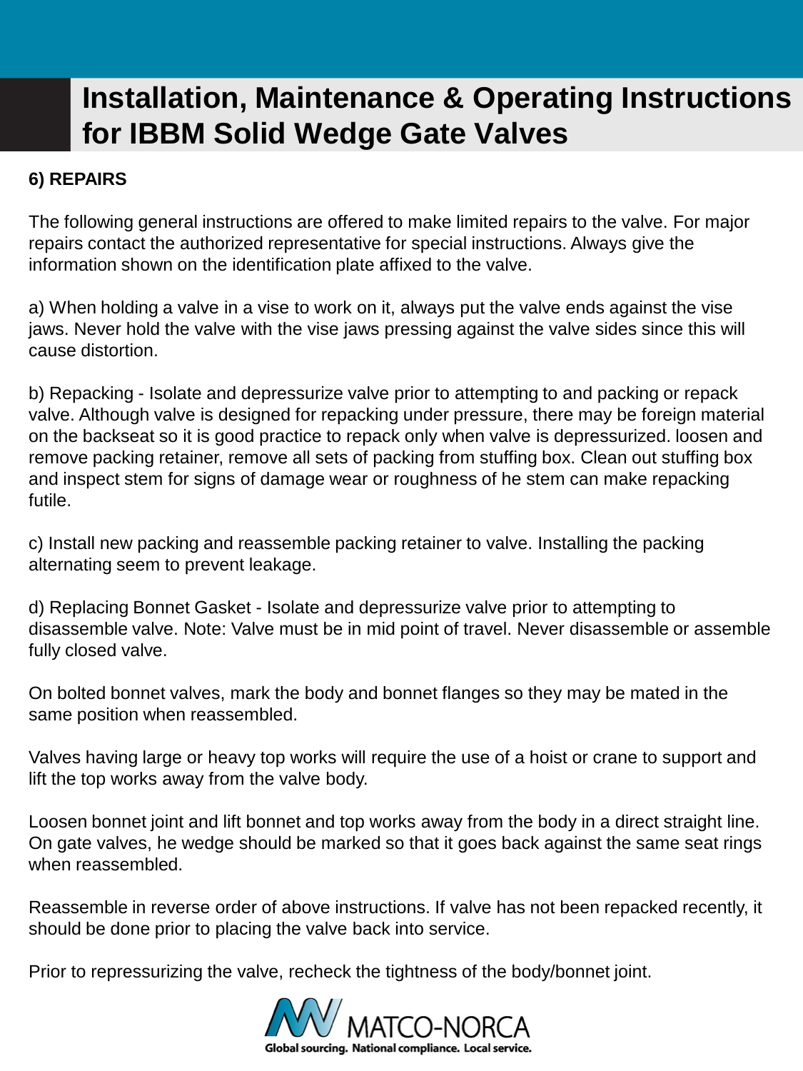# Installation, Maintenance & Operating Instructions for IBBM Solid Wedge Gate Valves

**6) REPAIRS**

The following general instructions are offered to make limited repairs to the valve. For major repairs contact the authorized representative for special instructions. Always give the information shown on the identification plate affixed to the valve.

a) When holding a valve in a vise to work on it, always put the valve ends against the vise jaws. Never hold the valve with the vise jaws pressing against the valve sides since this will cause distortion.

b) Repacking - Isolate and depressurize valve prior to attempting to and packing or repack valve. Although valve is designed for repacking under pressure, there may be foreign material on the backseat so it is good practice to repack only when valve is depressurized. loosen and remove packing retainer, remove all sets of packing from stuffing box. Clean out stuffing box and inspect stem for signs of damage wear or roughness of he stem can make repacking futile.

c) Install new packing and reassemble packing retainer to valve. Installing the packing alternating seem to prevent leakage.

d) Replacing Bonnet Gasket - Isolate and depressurize valve prior to attempting to disassemble valve. Note: Valve must be in mid point of travel. Never disassemble or assemble fully closed valve.

On bolted bonnet valves, mark the body and bonnet flanges so they may be mated in the same position when reassembled.

Valves having large or heavy top works will require the use of a hoist or crane to support and lift the top works away from the valve body.

Loosen bonnet joint and lift bonnet and top works away from the body in a direct straight line. On gate valves, he wedge should be marked so that it goes back against the same seat rings when reassembled.

Reassemble in reverse order of above instructions. If valve has not been repacked recently, it should be done prior to placing the valve back into service.

Prior to repressurizing the valve, recheck the tightness of the body/bonnet joint.

MATCO-NORCA

Global sourcing. National compliance. Local service.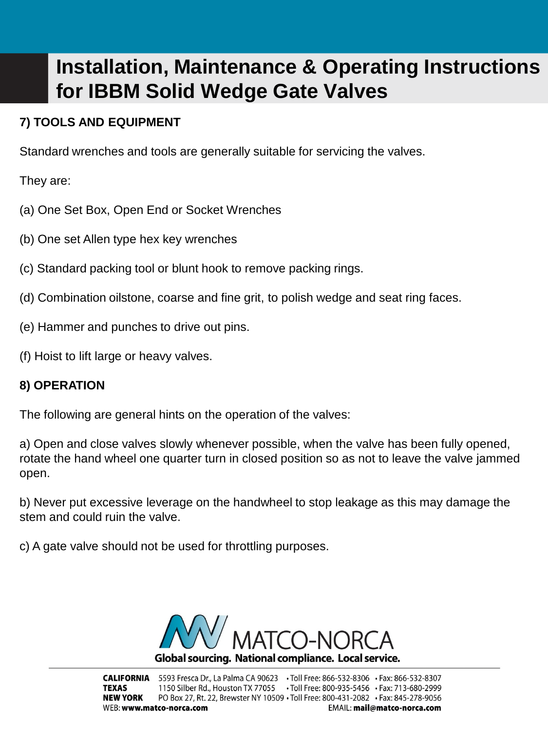## 7) TOOLS AND EQUIPMENT

Standard wrenches and tools are generally suitable for servicing the valves.

They are:

(a) One Set Box, Open End or Socket Wrenches

(b) One set Allen type hex key wrenches

(c) Standard packing tool or blunt hook to remove packing rings.

(d) Combination oilstone, coarse and fine grit, to polish wedge and seat ring faces.

(e) Hammer and punches to drive out pins.

(f) Hoist to lift large or heavy valves.

## 8) OPERATION

The following are general hints on the operation of the valves:

a) Open and close valves slowly whenever possible, when the valve has been fully opened, rotate the hand wheel one quarter turn in closed position so as not to leave the valve jammed open.

b) Never put excessive leverage on the handwheel to stop leakage as this may damage the stem and could ruin the valve.

c) A gate valve should not be used for throttling purposes.